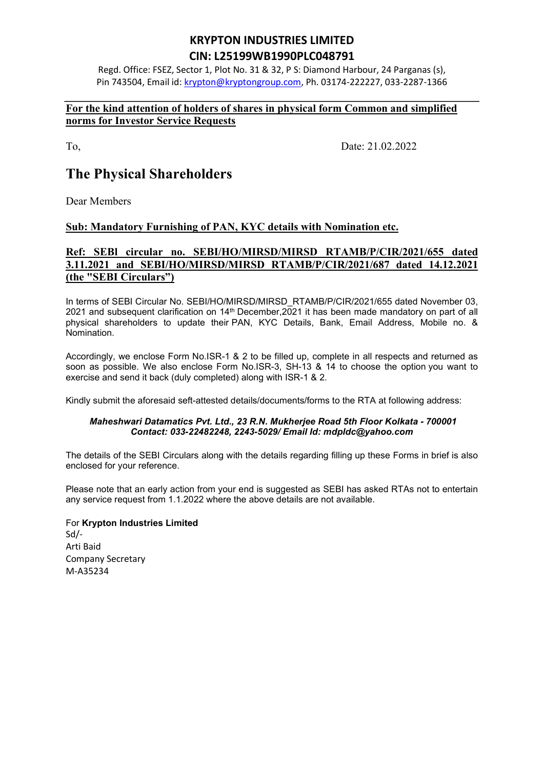# KRYPTON INDUSTRIES LIMITED

## CIN: L25199WB1990PLC048791

Regd. Office: FSEZ, Sector 1, Plot No. 31 & 32, P S: Diamond Harbour, 24 Parganas (s), Pin 743504, Email id: krypton@kryptongroup.com, Ph. 03174-222227, 033-2287-1366

**For the kind attention of holders of shares in physical form Common and simplified norms for Investor Service Requests**

To,

Date: 21.02.2022

## The Physical Shareholders

Dear Members

**Sub: Mandatory Furnishing of PAN, KYC details with Nomination etc.**

**Ref: SEBl circular no. SEBI/HO/MIRSD/MIRSD RTAMB/P/CIR/2021/655 dated 3.11.2021 and SEBI/HO/MIRSD/MIRSD RTAMB/P/CIR/2021/687 dated 14.12.2021 (the "SEBI Circulars")**

In terms of SEBI Circular No. SEBI/HO/MIRSD/MIRSD_RTAMB/P/CIR/2021/655 dated November 03, 2021 and subsequent clarification on 14th December,2021 it has been made mandatory on part of all physical shareholders to update their PAN, KYC Details, Bank, Email Address, Mobile no. & Nomination.

Accordingly, we enclose Form No.ISR-1 & 2 to be filled up, complete in all respects and returned as soon as possible. We also enclose Form No.ISR-3, SH-13 & 14 to choose the option you want to exercise and send it back (duly completed) along with ISR-1 & 2.

Kindly submit the aforesaid seft-attested details/documents/forms to the RTA at following address:

***Maheshwari Datamatics Pvt. Ltd., 23 R.N. Mukherjee Road 5th Floor Kolkata - 700001***
***Contact: 033-22482248, 2243-5029/ Email Id: mdpldc@yahoo.com***

The details of the SEBI Circulars along with the details regarding filling up these Forms in brief is also enclosed for your reference.

Please note that an early action from your end is suggested as SEBI has asked RTAs not to entertain any service request from 1.1.2022 where the above details are not available.

For **Krypton Industries Limited**
Sd/-
Arti Baid
Company Secretary
M-A35234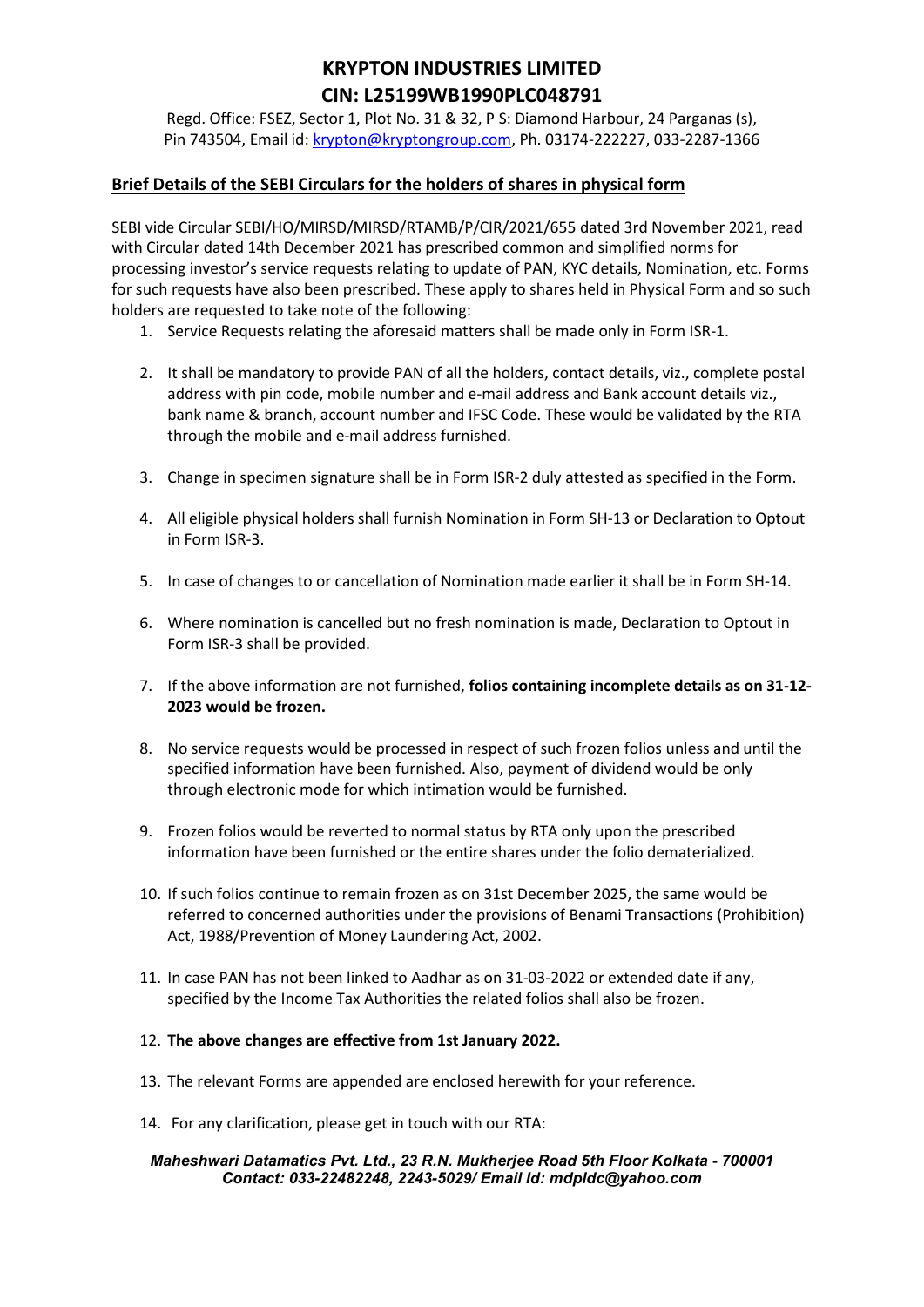# KRYPTON INDUSTRIES LIMITED

## CIN: L25199WB1990PLC048791

Regd. Office: FSEZ, Sector 1, Plot No. 31 & 32, P S: Diamond Harbour, 24 Parganas (s), Pin 743504, Email id: krypton@kryptongroup.com, Ph. 03174-222227, 033-2287-1366

---

**Brief Details of the SEBI Circulars for the holders of shares in physical form**

SEBI vide Circular SEBI/HO/MIRSD/MIRSD/RTAMB/P/CIR/2021/655 dated 3rd November 2021, read with Circular dated 14th December 2021 has prescribed common and simplified norms for processing investor's service requests relating to update of PAN, KYC details, Nomination, etc. Forms for such requests have also been prescribed. These apply to shares held in Physical Form and so such holders are requested to take note of the following:

1. Service Requests relating the aforesaid matters shall be made only in Form ISR-1.
2. It shall be mandatory to provide PAN of all the holders, contact details, viz., complete postal address with pin code, mobile number and e-mail address and Bank account details viz., bank name & branch, account number and IFSC Code. These would be validated by the RTA through the mobile and e-mail address furnished.
3. Change in specimen signature shall be in Form ISR-2 duly attested as specified in the Form.
4. All eligible physical holders shall furnish Nomination in Form SH-13 or Declaration to Optout in Form ISR-3.
5. In case of changes to or cancellation of Nomination made earlier it shall be in Form SH-14.
6. Where nomination is cancelled but no fresh nomination is made, Declaration to Optout in Form ISR-3 shall be provided.
7. If the above information are not furnished, **folios containing incomplete details as on 31-12-2023 would be frozen.**
8. No service requests would be processed in respect of such frozen folios unless and until the specified information have been furnished. Also, payment of dividend would be only through electronic mode for which intimation would be furnished.
9. Frozen folios would be reverted to normal status by RTA only upon the prescribed information have been furnished or the entire shares under the folio dematerialized.
10. If such folios continue to remain frozen as on 31st December 2025, the same would be referred to concerned authorities under the provisions of Benami Transactions (Prohibition) Act, 1988/Prevention of Money Laundering Act, 2002.
11. In case PAN has not been linked to Aadhar as on 31-03-2022 or extended date if any, specified by the Income Tax Authorities the related folios shall also be frozen.
12. **The above changes are effective from 1st January 2022.**
13. The relevant Forms are appended are enclosed herewith for your reference.
14. For any clarification, please get in touch with our RTA:

***Maheshwari Datamatics Pvt. Ltd., 23 R.N. Mukherjee Road 5th Floor Kolkata - 700001***
***Contact: 033-22482248, 2243-5029/ Email Id: mdpldc@yahoo.com***